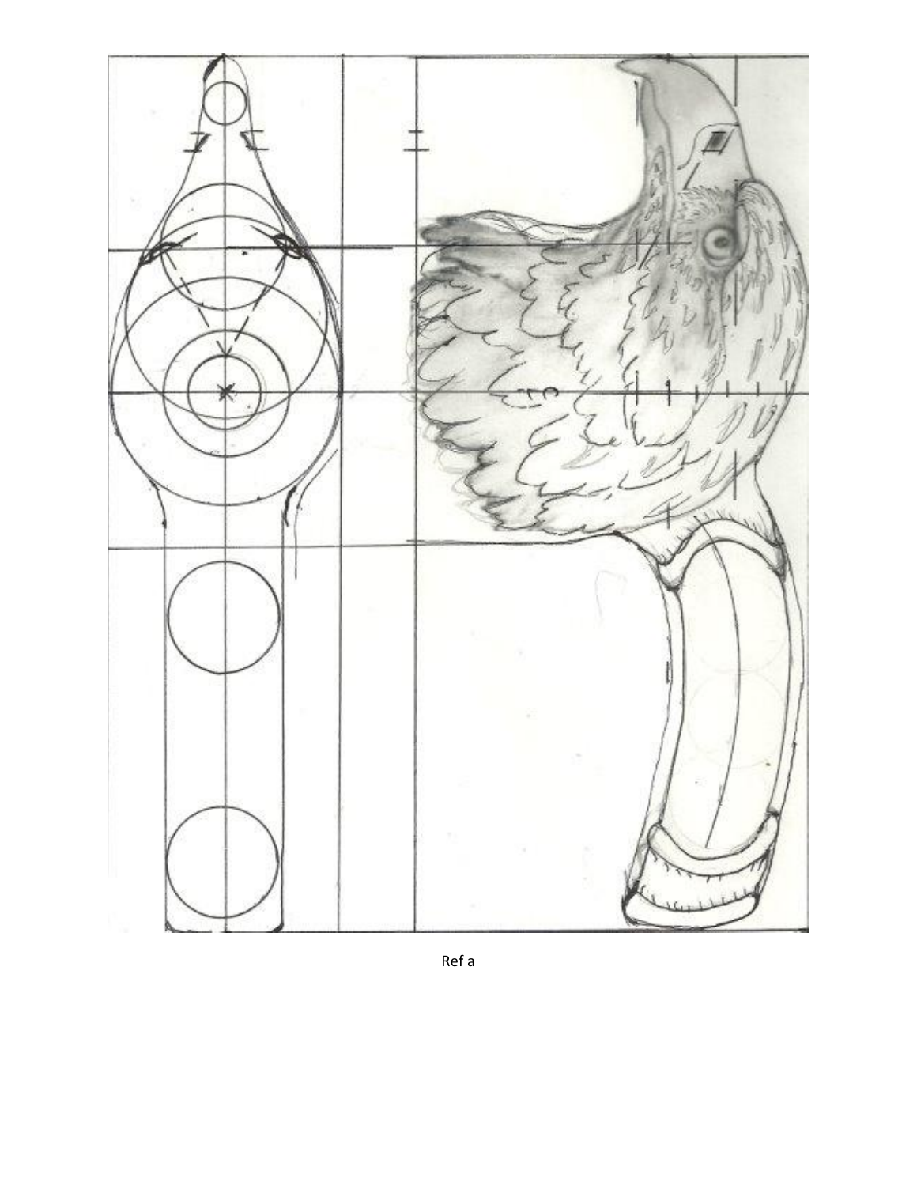Ref a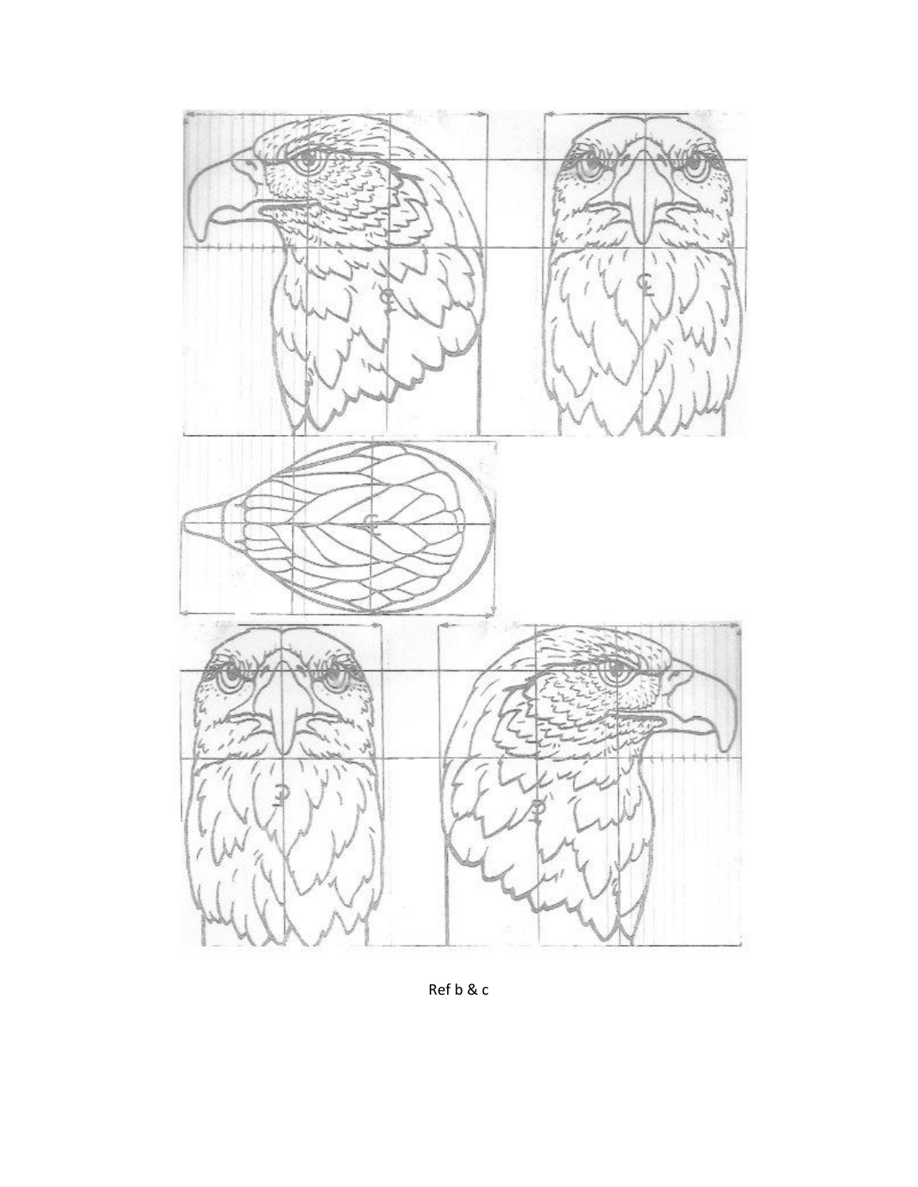Ref b & c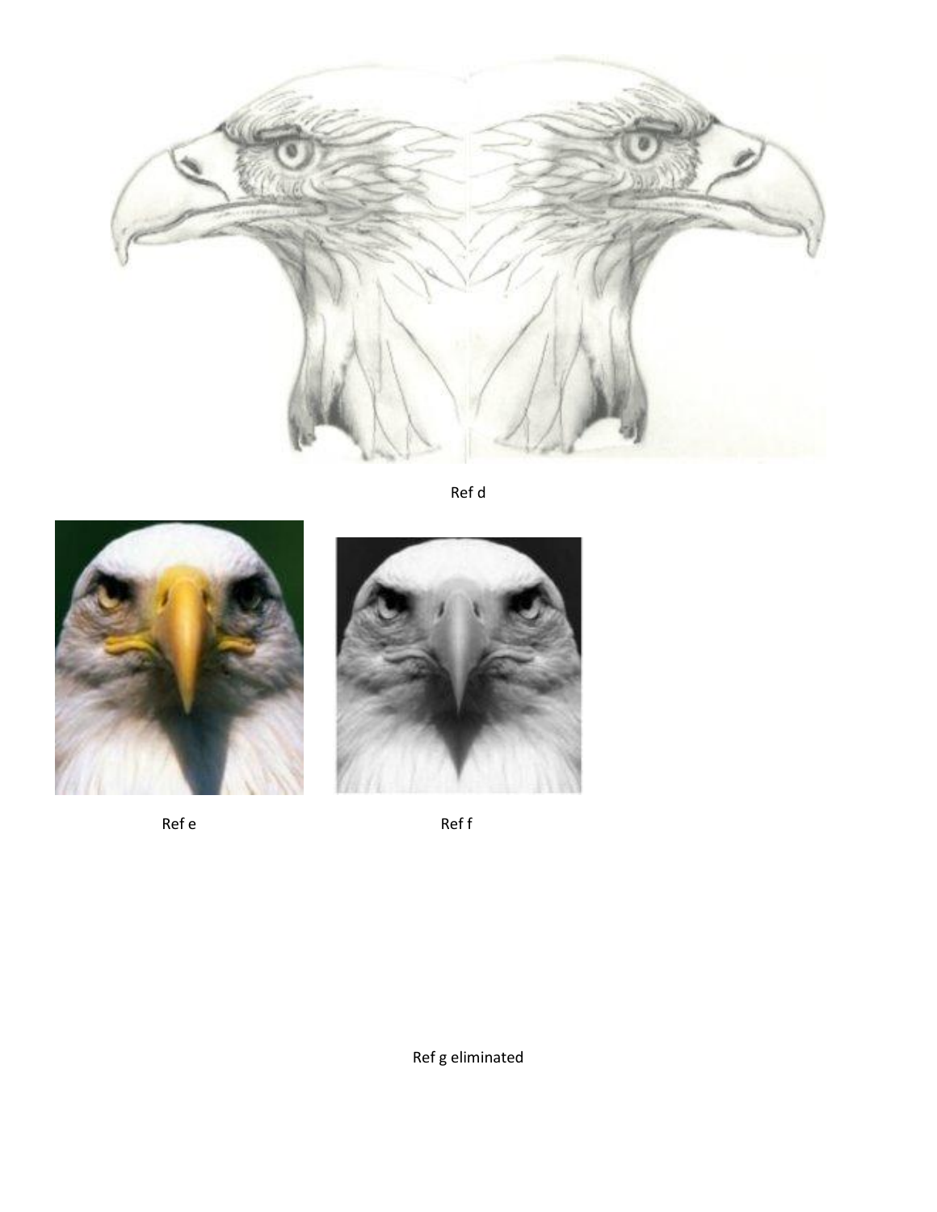Ref d

Ref e

Ref f

Ref g eliminated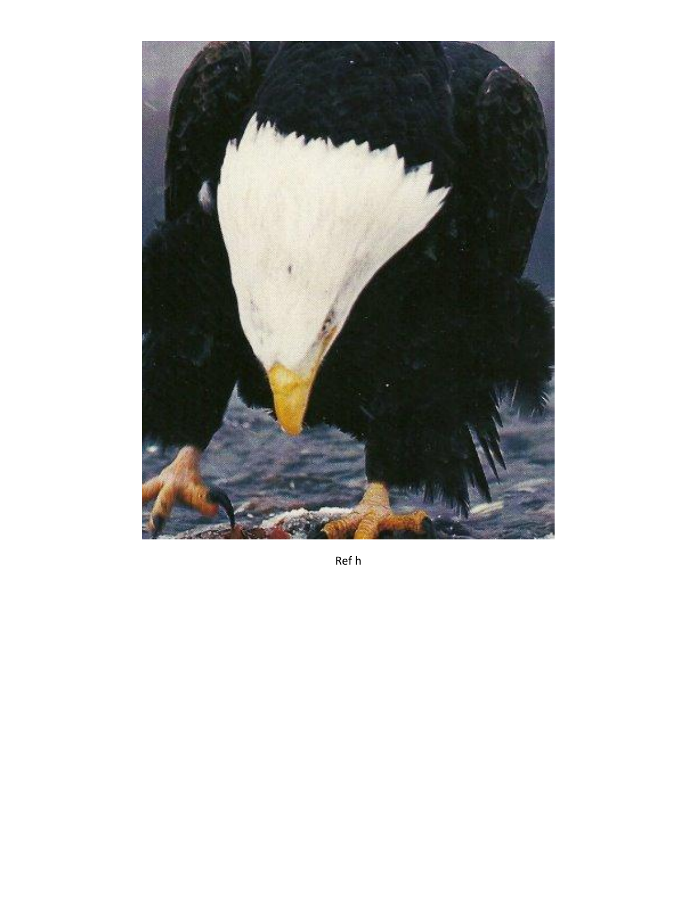Ref h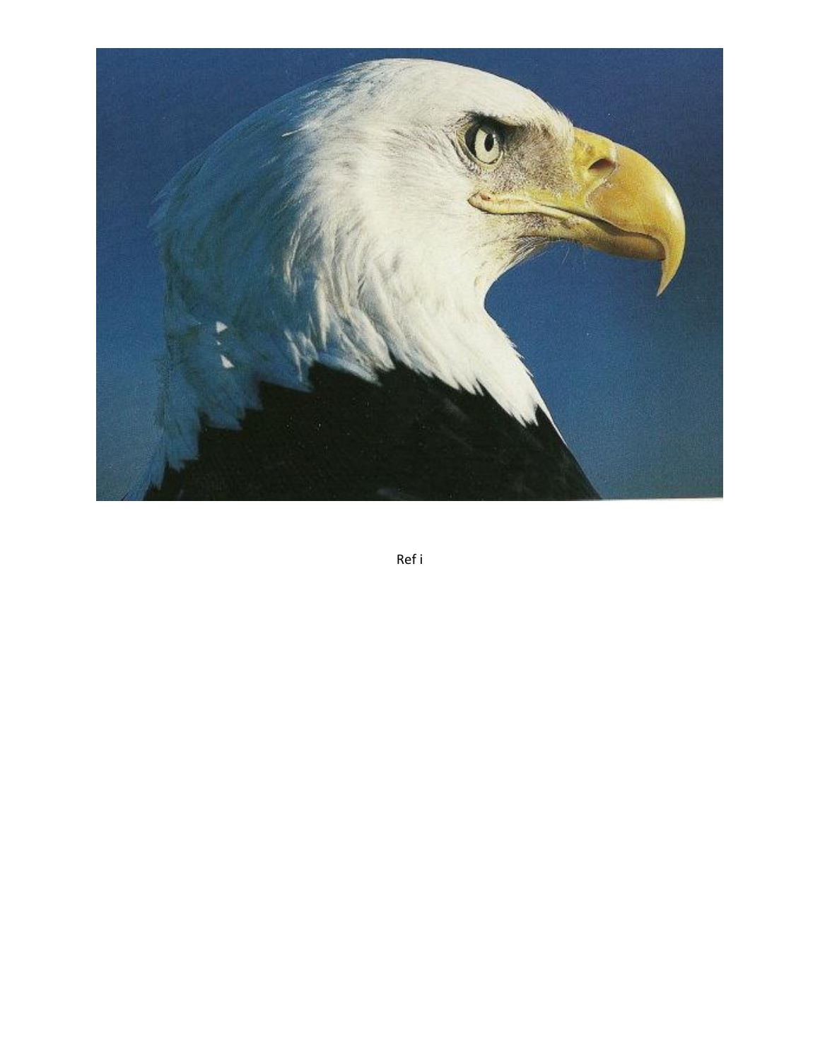Ref i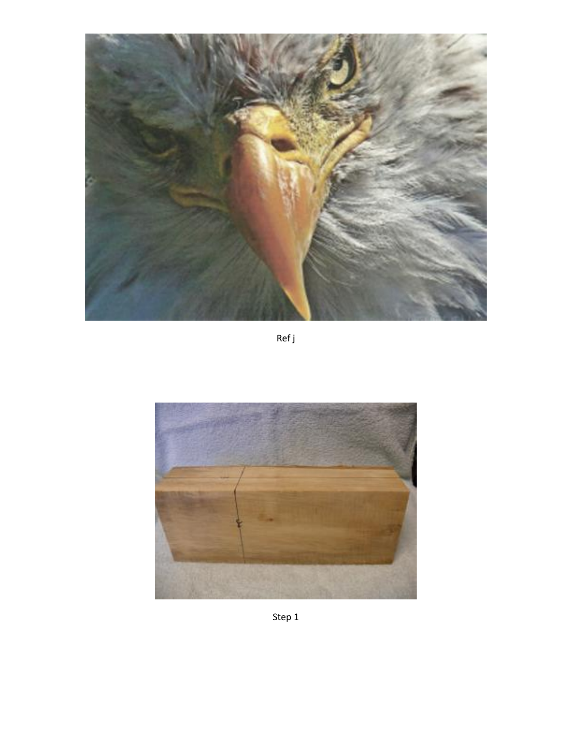Ref j

Step 1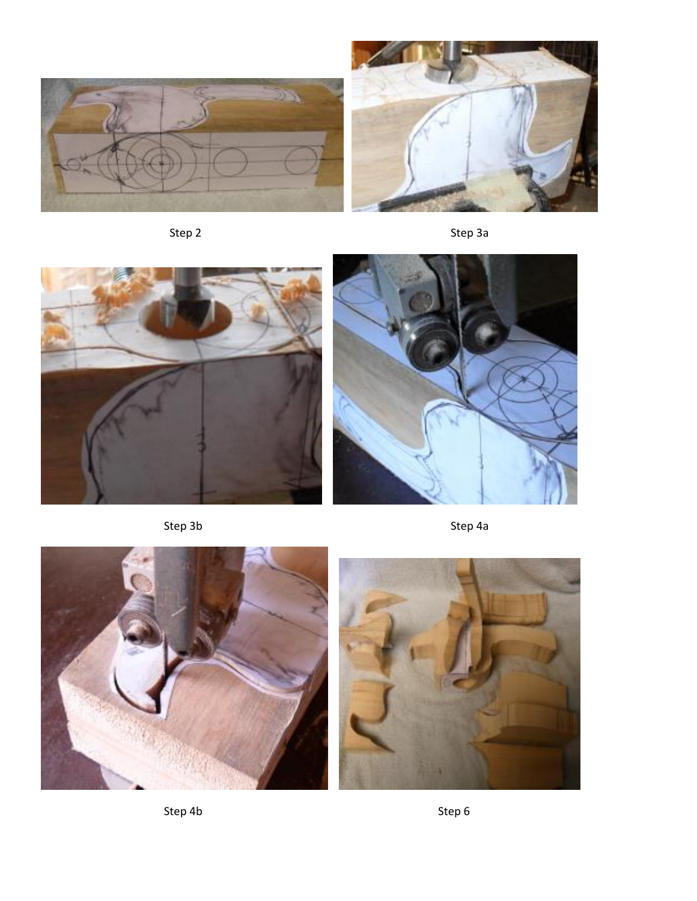Step 2

Step 3a

Step 3b

Step 4a

Step 4b

Step 6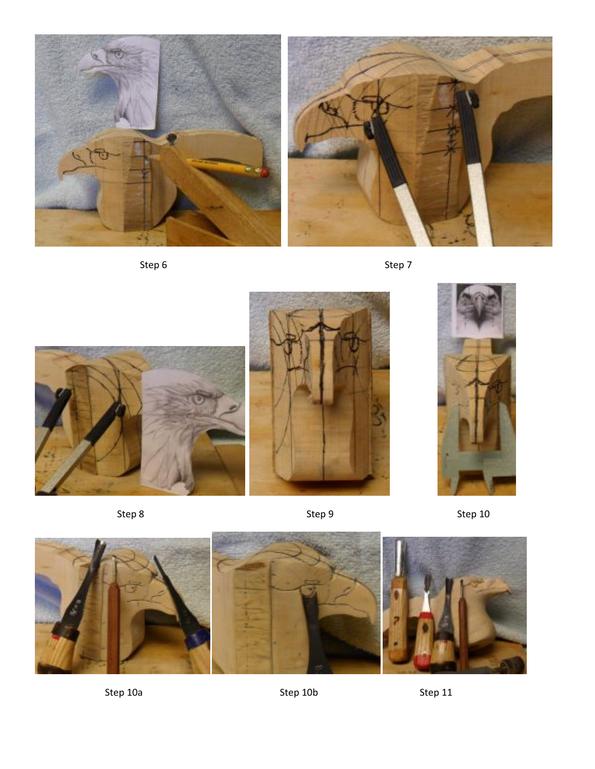Step 6

Step 7

Step 8

Step 9

Step 10

Step 10a

Step 10b

Step 11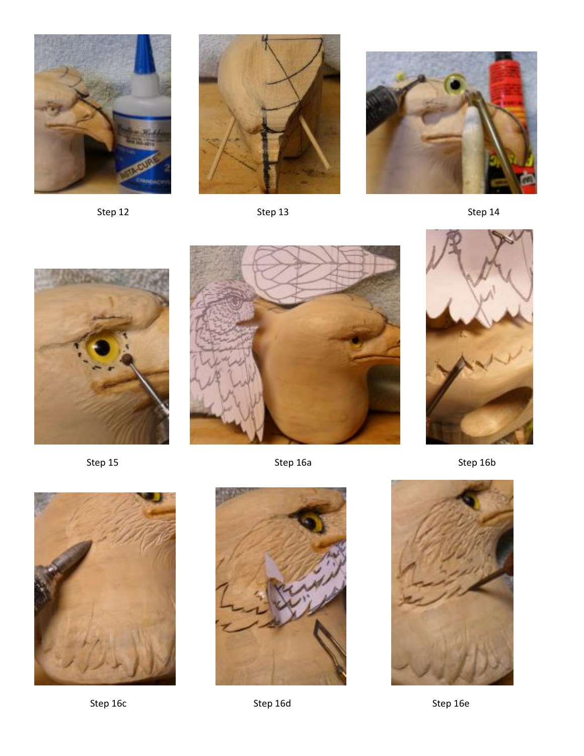Step 12

Step 13

Step 14

Step 15

Step 16a

Step 16b

Step 16c

Step 16d

Step 16e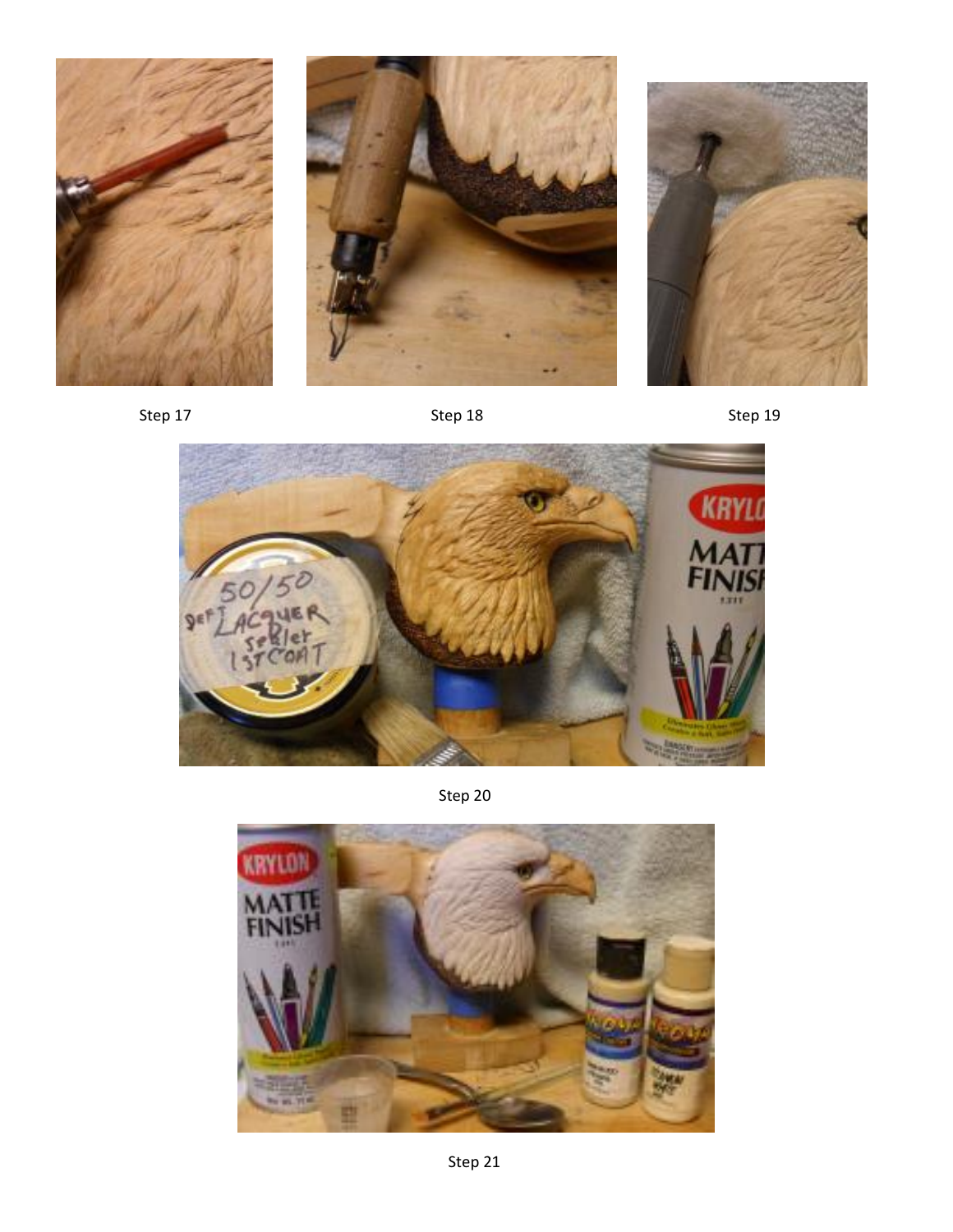Step 17

Step 18

Step 19

Step 20

Step 21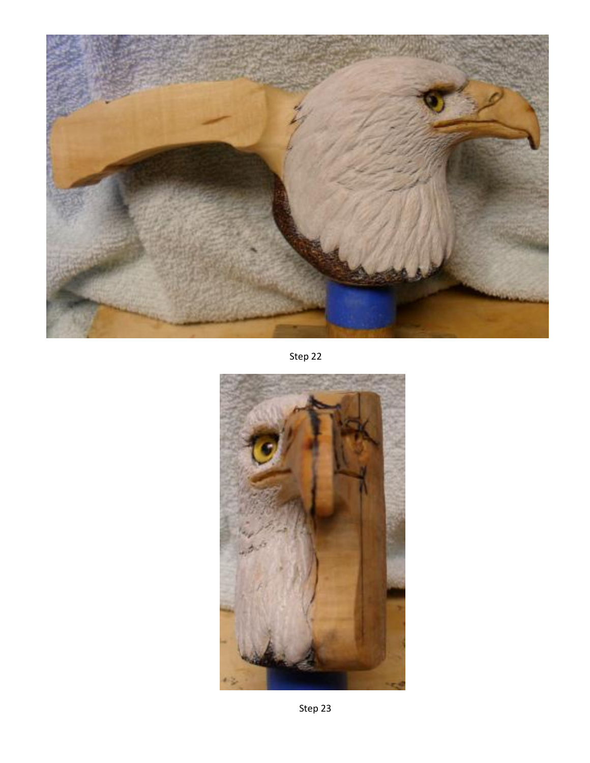Step 22

Step 23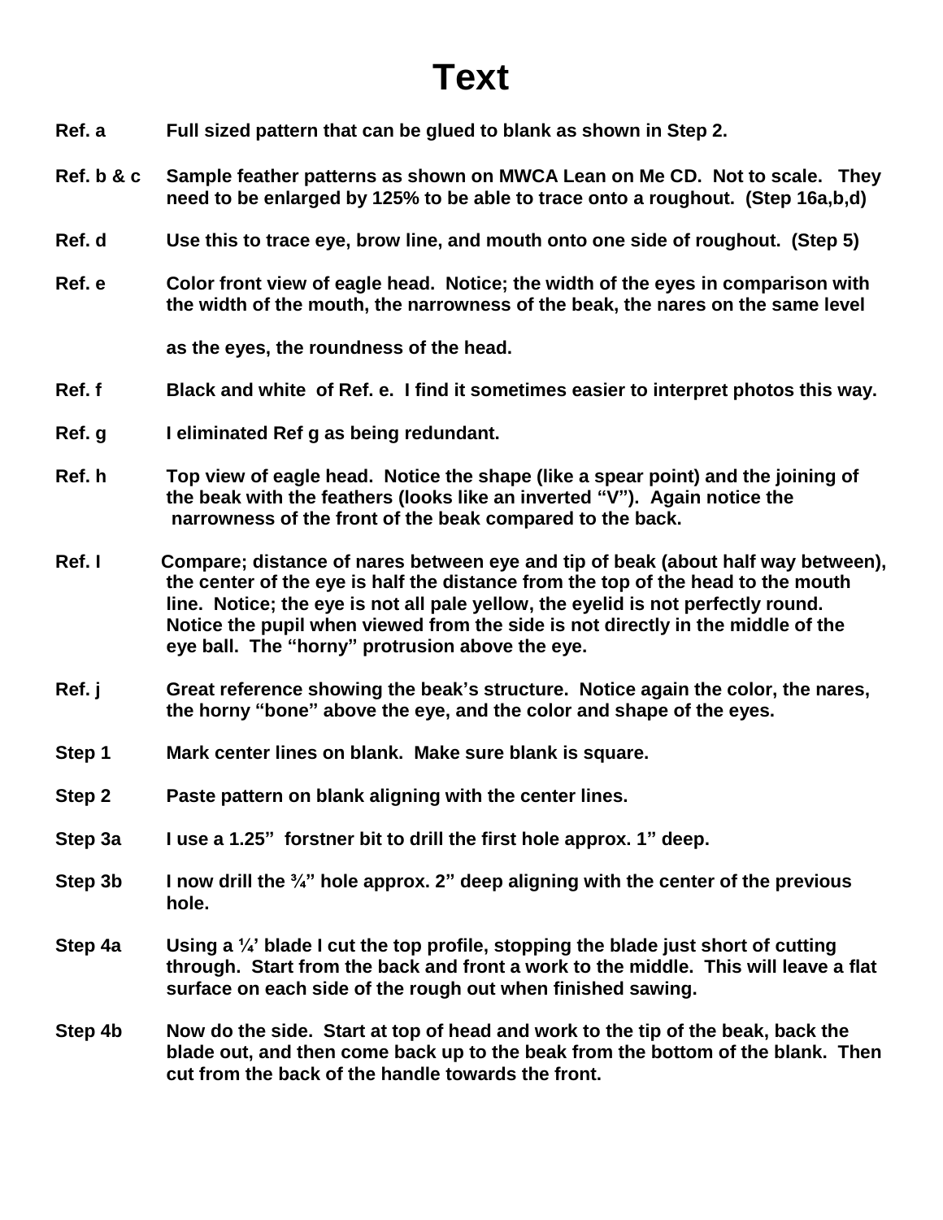# Text

**Ref. a** Full sized pattern that can be glued to blank as shown in Step 2.

**Ref. b & c** Sample feather patterns as shown on MWCA Lean on Me CD. Not to scale. They need to be enlarged by 125% to be able to trace onto a roughout. (Step 16a,b,d)

**Ref. d** Use this to trace eye, brow line, and mouth onto one side of roughout. (Step 5)

**Ref. e** Color front view of eagle head. Notice; the width of the eyes in comparison with the width of the mouth, the narrowness of the beak, the nares on the same level

as the eyes, the roundness of the head.

**Ref. f** Black and white of Ref. e. I find it sometimes easier to interpret photos this way.

**Ref. g** I eliminated Ref g as being redundant.

**Ref. h** Top view of eagle head. Notice the shape (like a spear point) and the joining of the beak with the feathers (looks like an inverted "V"). Again notice the narrowness of the front of the beak compared to the back.

**Ref. I** Compare; distance of nares between eye and tip of beak (about half way between), the center of the eye is half the distance from the top of the head to the mouth line. Notice; the eye is not all pale yellow, the eyelid is not perfectly round. Notice the pupil when viewed from the side is not directly in the middle of the eye ball. The "horny" protrusion above the eye.

**Ref. j** Great reference showing the beak's structure. Notice again the color, the nares, the horny "bone" above the eye, and the color and shape of the eyes.

**Step 1** Mark center lines on blank. Make sure blank is square.

**Step 2** Paste pattern on blank aligning with the center lines.

**Step 3a** I use a 1.25" forstner bit to drill the first hole approx. 1" deep.

**Step 3b** I now drill the ¾" hole approx. 2" deep aligning with the center of the previous hole.

**Step 4a** Using a ¼' blade I cut the top profile, stopping the blade just short of cutting through. Start from the back and front a work to the middle. This will leave a flat surface on each side of the rough out when finished sawing.

**Step 4b** Now do the side. Start at top of head and work to the tip of the beak, back the blade out, and then come back up to the beak from the bottom of the blank. Then cut from the back of the handle towards the front.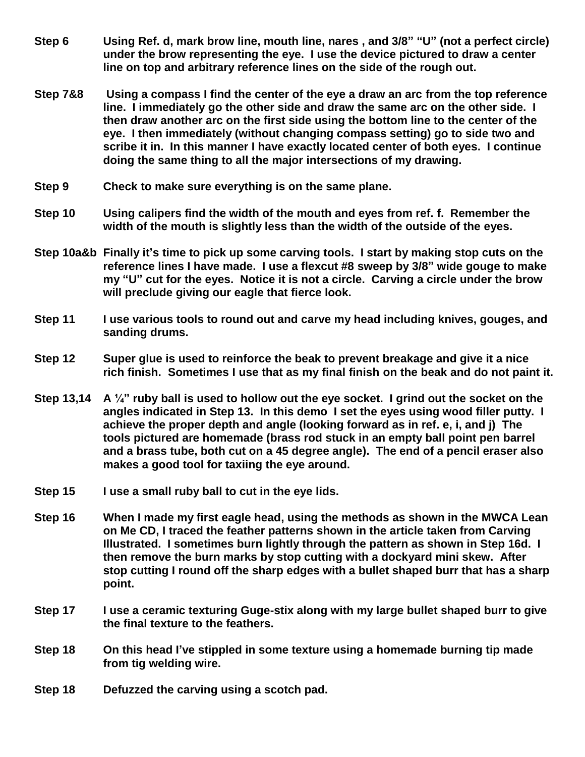**Step 6** **Using Ref. d, mark brow line, mouth line, nares , and 3/8" "U" (not a perfect circle) under the brow representing the eye. I use the device pictured to draw a center line on top and arbitrary reference lines on the side of the rough out.**

**Step 7&8** **Using a compass I find the center of the eye a draw an arc from the top reference line. I immediately go the other side and draw the same arc on the other side. I then draw another arc on the first side using the bottom line to the center of the eye. I then immediately (without changing compass setting) go to side two and scribe it in. In this manner I have exactly located center of both eyes. I continue doing the same thing to all the major intersections of my drawing.**

**Step 9** **Check to make sure everything is on the same plane.**

**Step 10** **Using calipers find the width of the mouth and eyes from ref. f. Remember the width of the mouth is slightly less than the width of the outside of the eyes.**

**Step 10a&b** **Finally it's time to pick up some carving tools. I start by making stop cuts on the reference lines I have made. I use a flexcut #8 sweep by 3/8" wide gouge to make my "U" cut for the eyes. Notice it is not a circle. Carving a circle under the brow will preclude giving our eagle that fierce look.**

**Step 11** **I use various tools to round out and carve my head including knives, gouges, and sanding drums.**

**Step 12** **Super glue is used to reinforce the beak to prevent breakage and give it a nice rich finish. Sometimes I use that as my final finish on the beak and do not paint it.**

**Step 13,14** **A ¼" ruby ball is used to hollow out the eye socket. I grind out the socket on the angles indicated in Step 13. In this demo I set the eyes using wood filler putty. I achieve the proper depth and angle (looking forward as in ref. e, i, and j) The tools pictured are homemade (brass rod stuck in an empty ball point pen barrel and a brass tube, both cut on a 45 degree angle). The end of a pencil eraser also makes a good tool for taxiing the eye around.**

**Step 15** **I use a small ruby ball to cut in the eye lids.**

**Step 16** **When I made my first eagle head, using the methods as shown in the MWCA Lean on Me CD, I traced the feather patterns shown in the article taken from Carving Illustrated. I sometimes burn lightly through the pattern as shown in Step 16d. I then remove the burn marks by stop cutting with a dockyard mini skew. After stop cutting I round off the sharp edges with a bullet shaped burr that has a sharp point.**

**Step 17** **I use a ceramic texturing Guge-stix along with my large bullet shaped burr to give the final texture to the feathers.**

**Step 18** **On this head I've stippled in some texture using a homemade burning tip made from tig welding wire.**

**Step 18** **Defuzzed the carving using a scotch pad.**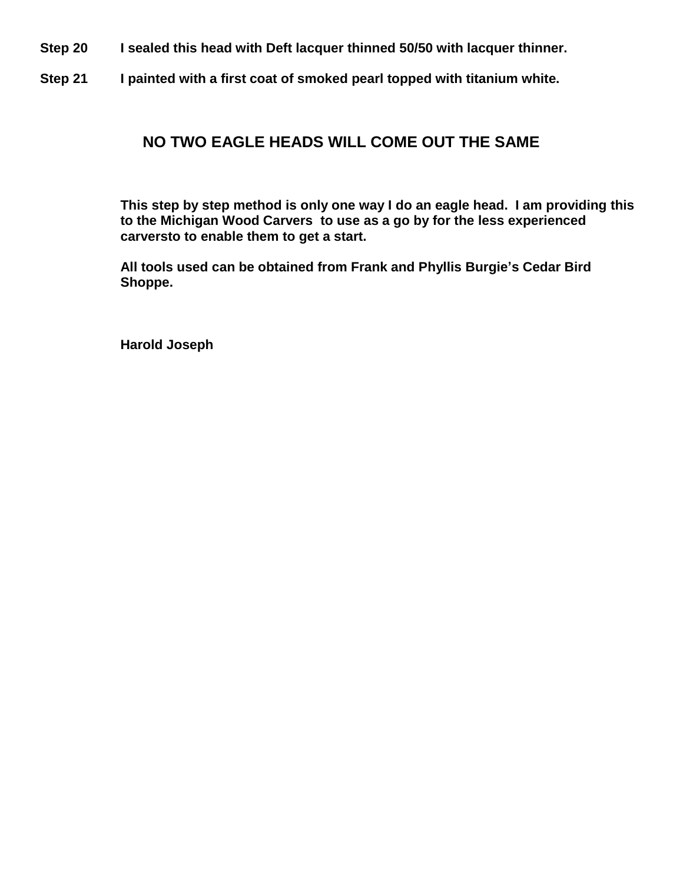**Step 20** I sealed this head with Deft lacquer thinned 50/50 with lacquer thinner.

**Step 21** I painted with a first coat of smoked pearl topped with titanium white.

## NO TWO EAGLE HEADS WILL COME OUT THE SAME

**This step by step method is only one way I do an eagle head. I am providing this to the Michigan Wood Carvers to use as a go by for the less experienced carversto to enable them to get a start.**

**All tools used can be obtained from Frank and Phyllis Burgie's Cedar Bird Shoppe.**

**Harold Joseph**